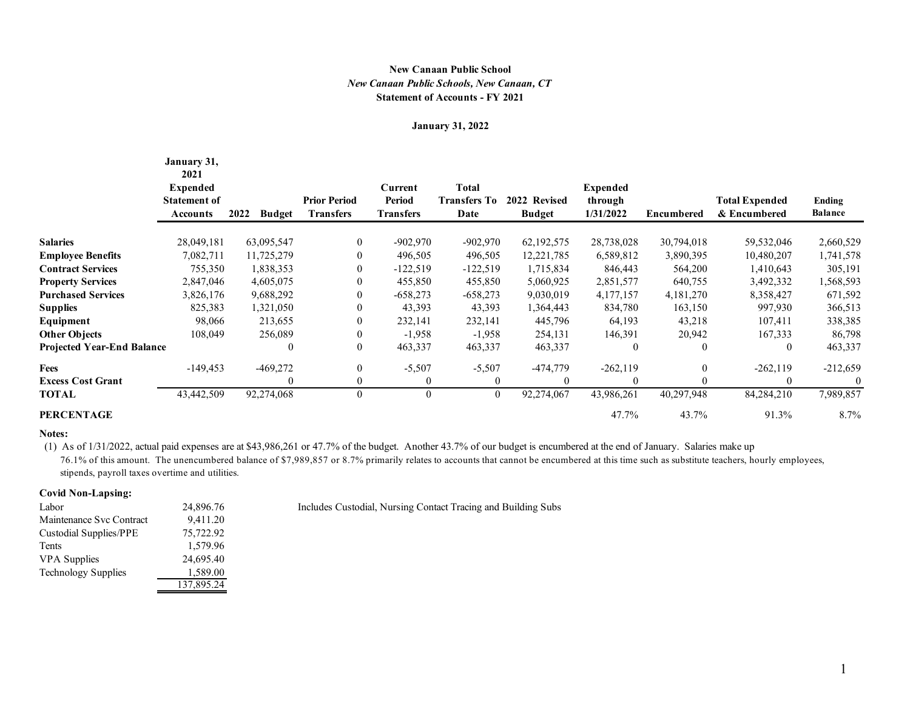**New Canaan Public School**

*New Canaan Public Schools, New Canaan, CT*

**Statement of Accounts - FY 2021**

**January 31, 2022**

| | January 31, 2021 Expended Statement of Accounts | 2022 Budget | Prior Period Transfers | Current Period Transfers | Total Transfers To Date | 2022 Revised Budget | Expended through 1/31/2022 | Encumbered | Total Expended & Encumbered | Ending Balance |
|---|---|---|---|---|---|---|---|---|---|---|
| **Salaries** | 28,049,181 | 63,095,547 | 0 | -902,970 | -902,970 | 62,192,575 | 28,738,028 | 30,794,018 | 59,532,046 | 2,660,529 |
| **Employee Benefits** | 7,082,711 | 11,725,279 | 0 | 496,505 | 496,505 | 12,221,785 | 6,589,812 | 3,890,395 | 10,480,207 | 1,741,578 |
| **Contract Services** | 755,350 | 1,838,353 | 0 | -122,519 | -122,519 | 1,715,834 | 846,443 | 564,200 | 1,410,643 | 305,191 |
| **Property Services** | 2,847,046 | 4,605,075 | 0 | 455,850 | 455,850 | 5,060,925 | 2,851,577 | 640,755 | 3,492,332 | 1,568,593 |
| **Purchased Services** | 3,826,176 | 9,688,292 | 0 | -658,273 | -658,273 | 9,030,019 | 4,177,157 | 4,181,270 | 8,358,427 | 671,592 |
| **Supplies** | 825,383 | 1,321,050 | 0 | 43,393 | 43,393 | 1,364,443 | 834,780 | 163,150 | 997,930 | 366,513 |
| **Equipment** | 98,066 | 213,655 | 0 | 232,141 | 232,141 | 445,796 | 64,193 | 43,218 | 107,411 | 338,385 |
| **Other Objects** | 108,049 | 256,089 | 0 | -1,958 | -1,958 | 254,131 | 146,391 | 20,942 | 167,333 | 86,798 |
| **Projected Year-End Balance** | | 0 | 0 | 463,337 | 463,337 | 463,337 | 0 | 0 | 0 | 463,337 |
| **Fees** | -149,453 | -469,272 | 0 | -5,507 | -5,507 | -474,779 | -262,119 | 0 | -262,119 | -212,659 |
| **Excess Cost Grant** | | 0 | 0 | 0 | 0 | 0 | 0 | 0 | 0 | 0 |
| **TOTAL** | 43,442,509 | 92,274,068 | 0 | 0 | 0 | 92,274,067 | 43,986,261 | 40,297,948 | 84,284,210 | 7,989,857 |
| **PERCENTAGE** | | | | | | | 47.7% | 43.7% | 91.3% | 8.7% |

**Notes:**

(1) As of 1/31/2022, actual paid expenses are at $43,986,261 or 47.7% of the budget. Another 43.7% of our budget is encumbered at the end of January. Salaries make up 76.1% of this amount. The unencumbered balance of $7,989,857 or 8.7% primarily relates to accounts that cannot be encumbered at this time such as substitute teachers, hourly employees, stipends, payroll taxes overtime and utilities.

**Covid Non-Lapsing:**

| | | |
|---|---|---|
| Labor | 24,896.76 | Includes Custodial, Nursing Contact Tracing and Building Subs |
| Maintenance Svc Contract | 9,411.20 | |
| Custodial Supplies/PPE | 75,722.92 | |
| Tents | 1,579.96 | |
| VPA Supplies | 24,695.40 | |
| Technology Supplies | 1,589.00 | |
| | 137,895.24 | |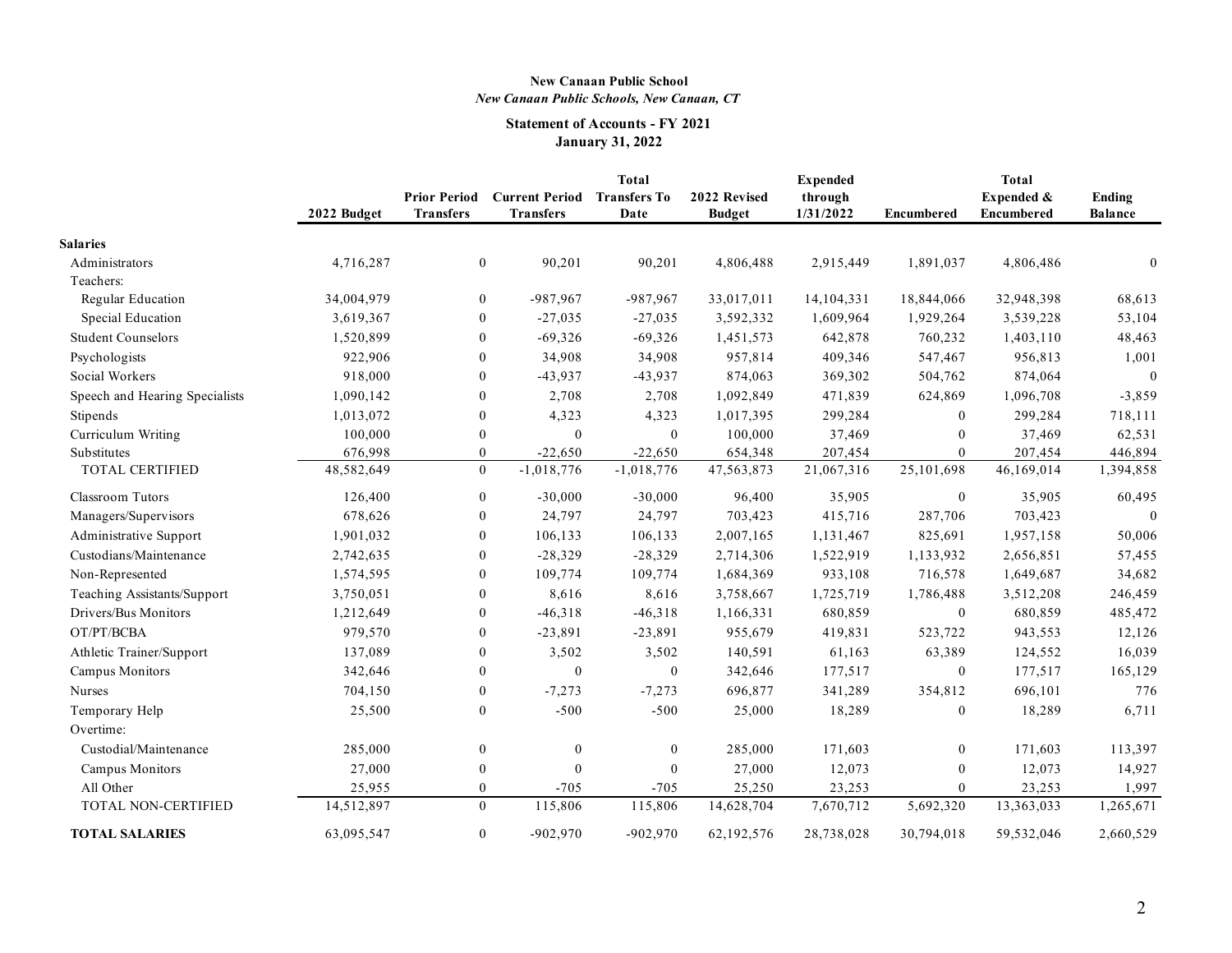**New Canaan Public School**

*New Canaan Public Schools, New Canaan, CT*

**Statement of Accounts - FY 2021**

**January 31, 2022**

| | 2022 Budget | Prior Period Transfers | Current Period Transfers | Total Transfers To Date | 2022 Revised Budget | Expended through 1/31/2022 | Encumbered | Total Expended & Encumbered | Ending Balance |
|---|---|---|---|---|---|---|---|---|---|
| **Salaries** | | | | | | | | | |
| Administrators | 4,716,287 | 0 | 90,201 | 90,201 | 4,806,488 | 2,915,449 | 1,891,037 | 4,806,486 | 0 |
| Teachers: | | | | | | | | | |
| Regular Education | 34,004,979 | 0 | -987,967 | -987,967 | 33,017,011 | 14,104,331 | 18,844,066 | 32,948,398 | 68,613 |
| Special Education | 3,619,367 | 0 | -27,035 | -27,035 | 3,592,332 | 1,609,964 | 1,929,264 | 3,539,228 | 53,104 |
| Student Counselors | 1,520,899 | 0 | -69,326 | -69,326 | 1,451,573 | 642,878 | 760,232 | 1,403,110 | 48,463 |
| Psychologists | 922,906 | 0 | 34,908 | 34,908 | 957,814 | 409,346 | 547,467 | 956,813 | 1,001 |
| Social Workers | 918,000 | 0 | -43,937 | -43,937 | 874,063 | 369,302 | 504,762 | 874,064 | 0 |
| Speech and Hearing Specialists | 1,090,142 | 0 | 2,708 | 2,708 | 1,092,849 | 471,839 | 624,869 | 1,096,708 | -3,859 |
| Stipends | 1,013,072 | 0 | 4,323 | 4,323 | 1,017,395 | 299,284 | 0 | 299,284 | 718,111 |
| Curriculum Writing | 100,000 | 0 | 0 | 0 | 100,000 | 37,469 | 0 | 37,469 | 62,531 |
| Substitutes | 676,998 | 0 | -22,650 | -22,650 | 654,348 | 207,454 | 0 | 207,454 | 446,894 |
| TOTAL CERTIFIED | 48,582,649 | 0 | -1,018,776 | -1,018,776 | 47,563,873 | 21,067,316 | 25,101,698 | 46,169,014 | 1,394,858 |
| Classroom Tutors | 126,400 | 0 | -30,000 | -30,000 | 96,400 | 35,905 | 0 | 35,905 | 60,495 |
| Managers/Supervisors | 678,626 | 0 | 24,797 | 24,797 | 703,423 | 415,716 | 287,706 | 703,423 | 0 |
| Administrative Support | 1,901,032 | 0 | 106,133 | 106,133 | 2,007,165 | 1,131,467 | 825,691 | 1,957,158 | 50,006 |
| Custodians/Maintenance | 2,742,635 | 0 | -28,329 | -28,329 | 2,714,306 | 1,522,919 | 1,133,932 | 2,656,851 | 57,455 |
| Non-Represented | 1,574,595 | 0 | 109,774 | 109,774 | 1,684,369 | 933,108 | 716,578 | 1,649,687 | 34,682 |
| Teaching Assistants/Support | 3,750,051 | 0 | 8,616 | 8,616 | 3,758,667 | 1,725,719 | 1,786,488 | 3,512,208 | 246,459 |
| Drivers/Bus Monitors | 1,212,649 | 0 | -46,318 | -46,318 | 1,166,331 | 680,859 | 0 | 680,859 | 485,472 |
| OT/PT/BCBA | 979,570 | 0 | -23,891 | -23,891 | 955,679 | 419,831 | 523,722 | 943,553 | 12,126 |
| Athletic Trainer/Support | 137,089 | 0 | 3,502 | 3,502 | 140,591 | 61,163 | 63,389 | 124,552 | 16,039 |
| Campus Monitors | 342,646 | 0 | 0 | 0 | 342,646 | 177,517 | 0 | 177,517 | 165,129 |
| Nurses | 704,150 | 0 | -7,273 | -7,273 | 696,877 | 341,289 | 354,812 | 696,101 | 776 |
| Temporary Help | 25,500 | 0 | -500 | -500 | 25,000 | 18,289 | 0 | 18,289 | 6,711 |
| Overtime: | | | | | | | | | |
| Custodial/Maintenance | 285,000 | 0 | 0 | 0 | 285,000 | 171,603 | 0 | 171,603 | 113,397 |
| Campus Monitors | 27,000 | 0 | 0 | 0 | 27,000 | 12,073 | 0 | 12,073 | 14,927 |
| All Other | 25,955 | 0 | -705 | -705 | 25,250 | 23,253 | 0 | 23,253 | 1,997 |
| TOTAL NON-CERTIFIED | 14,512,897 | 0 | 115,806 | 115,806 | 14,628,704 | 7,670,712 | 5,692,320 | 13,363,033 | 1,265,671 |
| **TOTAL SALARIES** | 63,095,547 | 0 | -902,970 | -902,970 | 62,192,576 | 28,738,028 | 30,794,018 | 59,532,046 | 2,660,529 |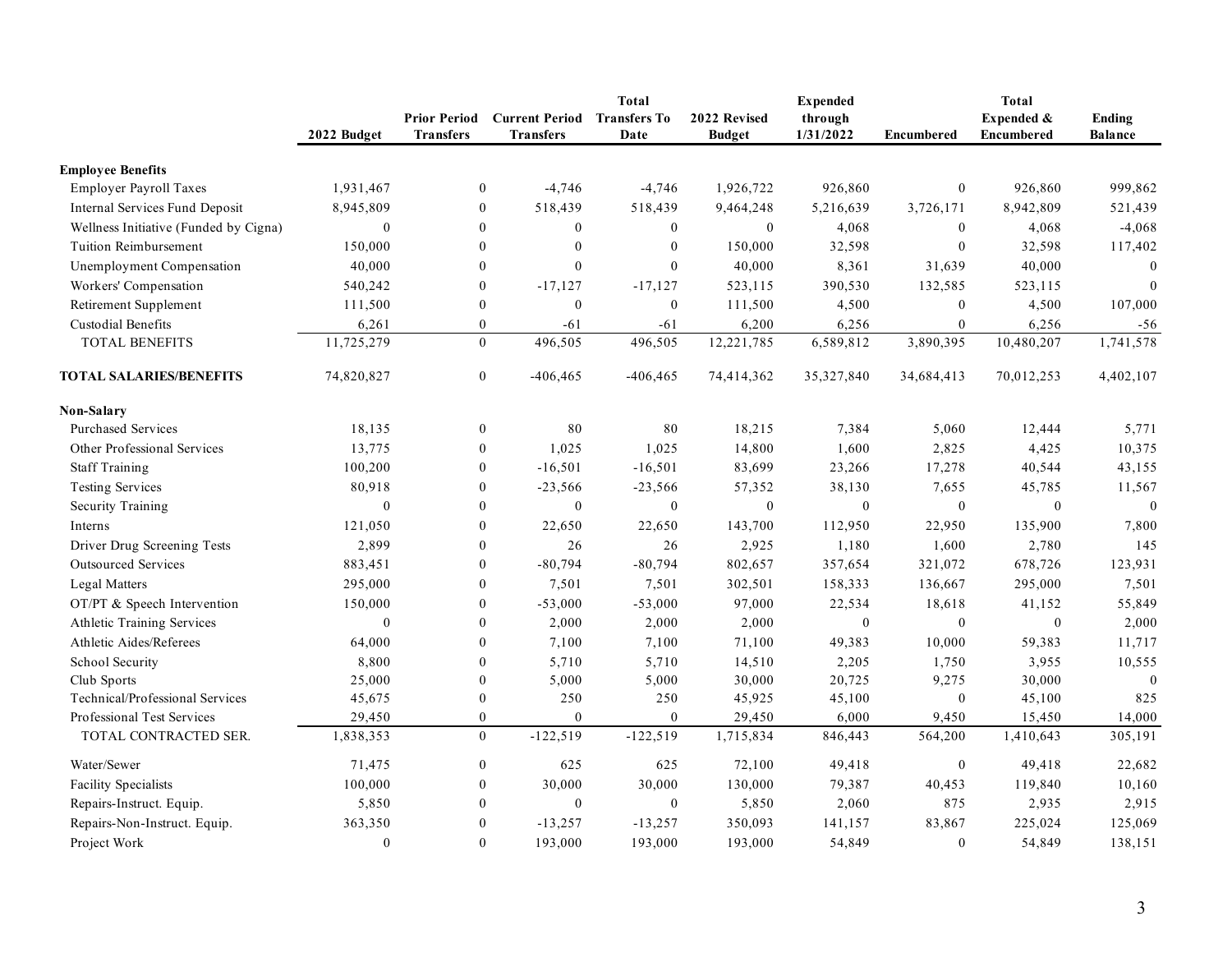| | 2022 Budget | Prior Period Transfers | Current Period Transfers | Total Transfers To Date | 2022 Revised Budget | Expended through 1/31/2022 | Encumbered | Total Expended & Encumbered | Ending Balance |
|---|---|---|---|---|---|---|---|---|---|
| **Employee Benefits** | | | | | | | | | |
| Employer Payroll Taxes | 1,931,467 | 0 | -4,746 | -4,746 | 1,926,722 | 926,860 | 0 | 926,860 | 999,862 |
| Internal Services Fund Deposit | 8,945,809 | 0 | 518,439 | 518,439 | 9,464,248 | 5,216,639 | 3,726,171 | 8,942,809 | 521,439 |
| Wellness Initiative (Funded by Cigna) | 0 | 0 | 0 | 0 | 0 | 4,068 | 0 | 4,068 | -4,068 |
| Tuition Reimbursement | 150,000 | 0 | 0 | 0 | 150,000 | 32,598 | 0 | 32,598 | 117,402 |
| Unemployment Compensation | 40,000 | 0 | 0 | 0 | 40,000 | 8,361 | 31,639 | 40,000 | 0 |
| Workers' Compensation | 540,242 | 0 | -17,127 | -17,127 | 523,115 | 390,530 | 132,585 | 523,115 | 0 |
| Retirement Supplement | 111,500 | 0 | 0 | 0 | 111,500 | 4,500 | 0 | 4,500 | 107,000 |
| Custodial Benefits | 6,261 | 0 | -61 | -61 | 6,200 | 6,256 | 0 | 6,256 | -56 |
| TOTAL BENEFITS | 11,725,279 | 0 | 496,505 | 496,505 | 12,221,785 | 6,589,812 | 3,890,395 | 10,480,207 | 1,741,578 |
| **TOTAL SALARIES/BENEFITS** | 74,820,827 | 0 | -406,465 | -406,465 | 74,414,362 | 35,327,840 | 34,684,413 | 70,012,253 | 4,402,107 |
| **Non-Salary** | | | | | | | | | |
| Purchased Services | 18,135 | 0 | 80 | 80 | 18,215 | 7,384 | 5,060 | 12,444 | 5,771 |
| Other Professional Services | 13,775 | 0 | 1,025 | 1,025 | 14,800 | 1,600 | 2,825 | 4,425 | 10,375 |
| Staff Training | 100,200 | 0 | -16,501 | -16,501 | 83,699 | 23,266 | 17,278 | 40,544 | 43,155 |
| Testing Services | 80,918 | 0 | -23,566 | -23,566 | 57,352 | 38,130 | 7,655 | 45,785 | 11,567 |
| Security Training | 0 | 0 | 0 | 0 | 0 | 0 | 0 | 0 | 0 |
| Interns | 121,050 | 0 | 22,650 | 22,650 | 143,700 | 112,950 | 22,950 | 135,900 | 7,800 |
| Driver Drug Screening Tests | 2,899 | 0 | 26 | 26 | 2,925 | 1,180 | 1,600 | 2,780 | 145 |
| Outsourced Services | 883,451 | 0 | -80,794 | -80,794 | 802,657 | 357,654 | 321,072 | 678,726 | 123,931 |
| Legal Matters | 295,000 | 0 | 7,501 | 7,501 | 302,501 | 158,333 | 136,667 | 295,000 | 7,501 |
| OT/PT & Speech Intervention | 150,000 | 0 | -53,000 | -53,000 | 97,000 | 22,534 | 18,618 | 41,152 | 55,849 |
| Athletic Training Services | 0 | 0 | 2,000 | 2,000 | 2,000 | 0 | 0 | 0 | 2,000 |
| Athletic Aides/Referees | 64,000 | 0 | 7,100 | 7,100 | 71,100 | 49,383 | 10,000 | 59,383 | 11,717 |
| School Security | 8,800 | 0 | 5,710 | 5,710 | 14,510 | 2,205 | 1,750 | 3,955 | 10,555 |
| Club Sports | 25,000 | 0 | 5,000 | 5,000 | 30,000 | 20,725 | 9,275 | 30,000 | 0 |
| Technical/Professional Services | 45,675 | 0 | 250 | 250 | 45,925 | 45,100 | 0 | 45,100 | 825 |
| Professional Test Services | 29,450 | 0 | 0 | 0 | 29,450 | 6,000 | 9,450 | 15,450 | 14,000 |
| TOTAL CONTRACTED SER. | 1,838,353 | 0 | -122,519 | -122,519 | 1,715,834 | 846,443 | 564,200 | 1,410,643 | 305,191 |
| Water/Sewer | 71,475 | 0 | 625 | 625 | 72,100 | 49,418 | 0 | 49,418 | 22,682 |
| Facility Specialists | 100,000 | 0 | 30,000 | 30,000 | 130,000 | 79,387 | 40,453 | 119,840 | 10,160 |
| Repairs-Instruct. Equip. | 5,850 | 0 | 0 | 0 | 5,850 | 2,060 | 875 | 2,935 | 2,915 |
| Repairs-Non-Instruct. Equip. | 363,350 | 0 | -13,257 | -13,257 | 350,093 | 141,157 | 83,867 | 225,024 | 125,069 |
| Project Work | 0 | 0 | 193,000 | 193,000 | 193,000 | 54,849 | 0 | 54,849 | 138,151 |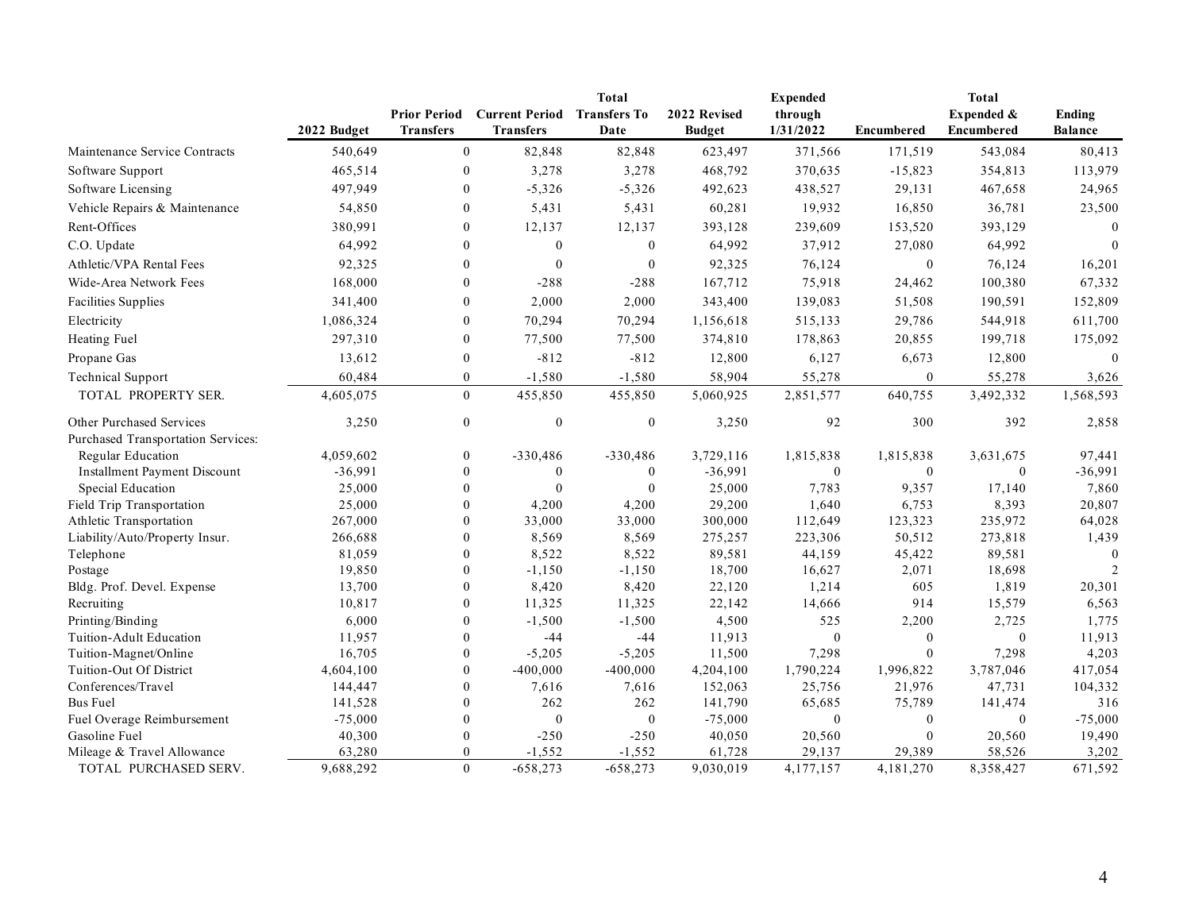| | 2022 Budget | Prior Period Transfers | Current Period Transfers | Total Transfers To Date | 2022 Revised Budget | Expended through 1/31/2022 | Encumbered | Total Expended & Encumbered | Ending Balance |
|---|---|---|---|---|---|---|---|---|---|
| Maintenance Service Contracts | 540,649 | 0 | 82,848 | 82,848 | 623,497 | 371,566 | 171,519 | 543,084 | 80,413 |
| Software Support | 465,514 | 0 | 3,278 | 3,278 | 468,792 | 370,635 | -15,823 | 354,813 | 113,979 |
| Software Licensing | 497,949 | 0 | -5,326 | -5,326 | 492,623 | 438,527 | 29,131 | 467,658 | 24,965 |
| Vehicle Repairs & Maintenance | 54,850 | 0 | 5,431 | 5,431 | 60,281 | 19,932 | 16,850 | 36,781 | 23,500 |
| Rent-Offices | 380,991 | 0 | 12,137 | 12,137 | 393,128 | 239,609 | 153,520 | 393,129 | 0 |
| C.O. Update | 64,992 | 0 | 0 | 0 | 64,992 | 37,912 | 27,080 | 64,992 | 0 |
| Athletic/VPA Rental Fees | 92,325 | 0 | 0 | 0 | 92,325 | 76,124 | 0 | 76,124 | 16,201 |
| Wide-Area Network Fees | 168,000 | 0 | -288 | -288 | 167,712 | 75,918 | 24,462 | 100,380 | 67,332 |
| Facilities Supplies | 341,400 | 0 | 2,000 | 2,000 | 343,400 | 139,083 | 51,508 | 190,591 | 152,809 |
| Electricity | 1,086,324 | 0 | 70,294 | 70,294 | 1,156,618 | 515,133 | 29,786 | 544,918 | 611,700 |
| Heating Fuel | 297,310 | 0 | 77,500 | 77,500 | 374,810 | 178,863 | 20,855 | 199,718 | 175,092 |
| Propane Gas | 13,612 | 0 | -812 | -812 | 12,800 | 6,127 | 6,673 | 12,800 | 0 |
| Technical Support | 60,484 | 0 | -1,580 | -1,580 | 58,904 | 55,278 | 0 | 55,278 | 3,626 |
| TOTAL PROPERTY SER. | 4,605,075 | 0 | 455,850 | 455,850 | 5,060,925 | 2,851,577 | 640,755 | 3,492,332 | 1,568,593 |
| Other Purchased Services | 3,250 | 0 | 0 | 0 | 3,250 | 92 | 300 | 392 | 2,858 |
| Purchased Transportation Services: | | | | | | | | | |
| Regular Education | 4,059,602 | 0 | -330,486 | -330,486 | 3,729,116 | 1,815,838 | 1,815,838 | 3,631,675 | 97,441 |
| Installment Payment Discount | -36,991 | 0 | 0 | 0 | -36,991 | 0 | 0 | 0 | -36,991 |
| Special Education | 25,000 | 0 | 0 | 0 | 25,000 | 7,783 | 9,357 | 17,140 | 7,860 |
| Field Trip Transportation | 25,000 | 0 | 4,200 | 4,200 | 29,200 | 1,640 | 6,753 | 8,393 | 20,807 |
| Athletic Transportation | 267,000 | 0 | 33,000 | 33,000 | 300,000 | 112,649 | 123,323 | 235,972 | 64,028 |
| Liability/Auto/Property Insur. | 266,688 | 0 | 8,569 | 8,569 | 275,257 | 223,306 | 50,512 | 273,818 | 1,439 |
| Telephone | 81,059 | 0 | 8,522 | 8,522 | 89,581 | 44,159 | 45,422 | 89,581 | 0 |
| Postage | 19,850 | 0 | -1,150 | -1,150 | 18,700 | 16,627 | 2,071 | 18,698 | 2 |
| Bldg. Prof. Devel. Expense | 13,700 | 0 | 8,420 | 8,420 | 22,120 | 1,214 | 605 | 1,819 | 20,301 |
| Recruiting | 10,817 | 0 | 11,325 | 11,325 | 22,142 | 14,666 | 914 | 15,579 | 6,563 |
| Printing/Binding | 6,000 | 0 | -1,500 | -1,500 | 4,500 | 525 | 2,200 | 2,725 | 1,775 |
| Tuition-Adult Education | 11,957 | 0 | -44 | -44 | 11,913 | 0 | 0 | 0 | 11,913 |
| Tuition-Magnet/Online | 16,705 | 0 | -5,205 | -5,205 | 11,500 | 7,298 | 0 | 7,298 | 4,203 |
| Tuition-Out Of District | 4,604,100 | 0 | -400,000 | -400,000 | 4,204,100 | 1,790,224 | 1,996,822 | 3,787,046 | 417,054 |
| Conferences/Travel | 144,447 | 0 | 7,616 | 7,616 | 152,063 | 25,756 | 21,976 | 47,731 | 104,332 |
| Bus Fuel | 141,528 | 0 | 262 | 262 | 141,790 | 65,685 | 75,789 | 141,474 | 316 |
| Fuel Overage Reimbursement | -75,000 | 0 | 0 | 0 | -75,000 | 0 | 0 | 0 | -75,000 |
| Gasoline Fuel | 40,300 | 0 | -250 | -250 | 40,050 | 20,560 | 0 | 20,560 | 19,490 |
| Mileage & Travel Allowance | 63,280 | 0 | -1,552 | -1,552 | 61,728 | 29,137 | 29,389 | 58,526 | 3,202 |
| TOTAL PURCHASED SERV. | 9,688,292 | 0 | -658,273 | -658,273 | 9,030,019 | 4,177,157 | 4,181,270 | 8,358,427 | 671,592 |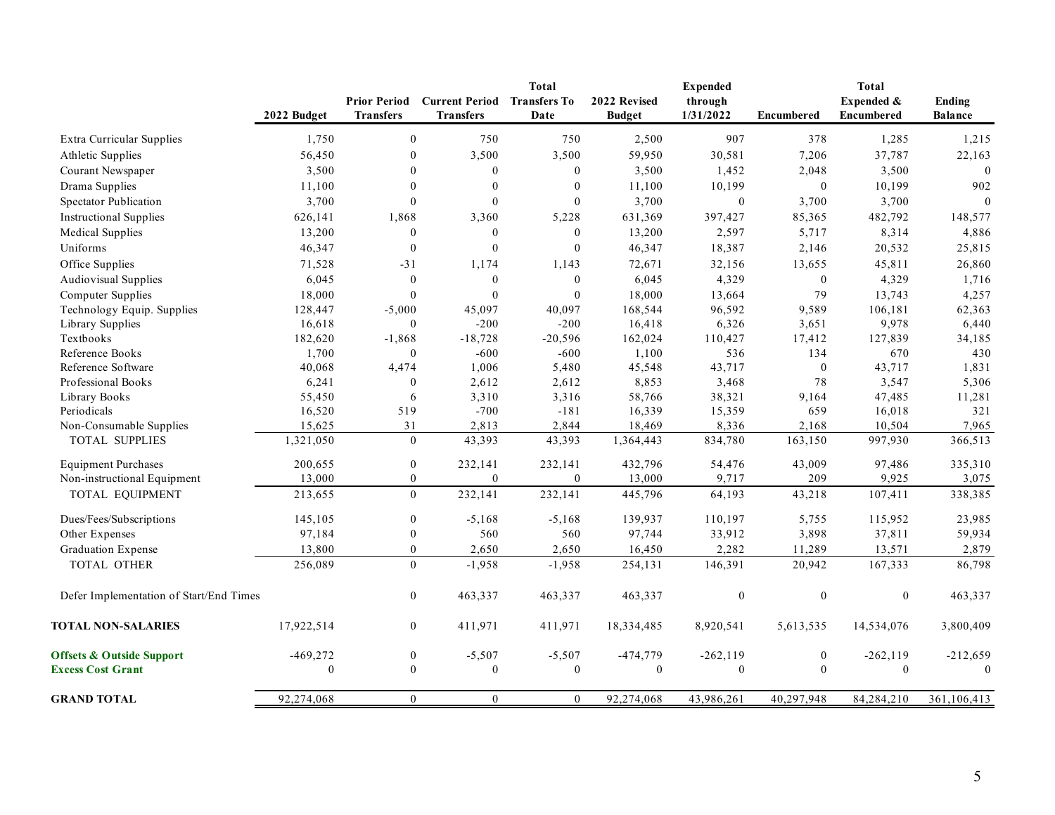| | 2022 Budget | Prior Period Transfers | Current Period Transfers | Total Transfers To Date | 2022 Revised Budget | Expended through 1/31/2022 | Encumbered | Total Expended & Encumbered | Ending Balance |
|---|---|---|---|---|---|---|---|---|---|
| Extra Curricular Supplies | 1,750 | 0 | 750 | 750 | 2,500 | 907 | 378 | 1,285 | 1,215 |
| Athletic Supplies | 56,450 | 0 | 3,500 | 3,500 | 59,950 | 30,581 | 7,206 | 37,787 | 22,163 |
| Courant Newspaper | 3,500 | 0 | 0 | 0 | 3,500 | 1,452 | 2,048 | 3,500 | 0 |
| Drama Supplies | 11,100 | 0 | 0 | 0 | 11,100 | 10,199 | 0 | 10,199 | 902 |
| Spectator Publication | 3,700 | 0 | 0 | 0 | 3,700 | 0 | 3,700 | 3,700 | 0 |
| Instructional Supplies | 626,141 | 1,868 | 3,360 | 5,228 | 631,369 | 397,427 | 85,365 | 482,792 | 148,577 |
| Medical Supplies | 13,200 | 0 | 0 | 0 | 13,200 | 2,597 | 5,717 | 8,314 | 4,886 |
| Uniforms | 46,347 | 0 | 0 | 0 | 46,347 | 18,387 | 2,146 | 20,532 | 25,815 |
| Office Supplies | 71,528 | -31 | 1,174 | 1,143 | 72,671 | 32,156 | 13,655 | 45,811 | 26,860 |
| Audiovisual Supplies | 6,045 | 0 | 0 | 0 | 6,045 | 4,329 | 0 | 4,329 | 1,716 |
| Computer Supplies | 18,000 | 0 | 0 | 0 | 18,000 | 13,664 | 79 | 13,743 | 4,257 |
| Technology Equip. Supplies | 128,447 | -5,000 | 45,097 | 40,097 | 168,544 | 96,592 | 9,589 | 106,181 | 62,363 |
| Library Supplies | 16,618 | 0 | -200 | -200 | 16,418 | 6,326 | 3,651 | 9,978 | 6,440 |
| Textbooks | 182,620 | -1,868 | -18,728 | -20,596 | 162,024 | 110,427 | 17,412 | 127,839 | 34,185 |
| Reference Books | 1,700 | 0 | -600 | -600 | 1,100 | 536 | 134 | 670 | 430 |
| Reference Software | 40,068 | 4,474 | 1,006 | 5,480 | 45,548 | 43,717 | 0 | 43,717 | 1,831 |
| Professional Books | 6,241 | 0 | 2,612 | 2,612 | 8,853 | 3,468 | 78 | 3,547 | 5,306 |
| Library Books | 55,450 | 6 | 3,310 | 3,316 | 58,766 | 38,321 | 9,164 | 47,485 | 11,281 |
| Periodicals | 16,520 | 519 | -700 | -181 | 16,339 | 15,359 | 659 | 16,018 | 321 |
| Non-Consumable Supplies | 15,625 | 31 | 2,813 | 2,844 | 18,469 | 8,336 | 2,168 | 10,504 | 7,965 |
| TOTAL SUPPLIES | 1,321,050 | 0 | 43,393 | 43,393 | 1,364,443 | 834,780 | 163,150 | 997,930 | 366,513 |
| Equipment Purchases | 200,655 | 0 | 232,141 | 232,141 | 432,796 | 54,476 | 43,009 | 97,486 | 335,310 |
| Non-instructional Equipment | 13,000 | 0 | 0 | 0 | 13,000 | 9,717 | 209 | 9,925 | 3,075 |
| TOTAL EQUIPMENT | 213,655 | 0 | 232,141 | 232,141 | 445,796 | 64,193 | 43,218 | 107,411 | 338,385 |
| Dues/Fees/Subscriptions | 145,105 | 0 | -5,168 | -5,168 | 139,937 | 110,197 | 5,755 | 115,952 | 23,985 |
| Other Expenses | 97,184 | 0 | 560 | 560 | 97,744 | 33,912 | 3,898 | 37,811 | 59,934 |
| Graduation Expense | 13,800 | 0 | 2,650 | 2,650 | 16,450 | 2,282 | 11,289 | 13,571 | 2,879 |
| TOTAL OTHER | 256,089 | 0 | -1,958 | -1,958 | 254,131 | 146,391 | 20,942 | 167,333 | 86,798 |
| Defer Implementation of Start/End Times | | 0 | 463,337 | 463,337 | 463,337 | 0 | 0 | 0 | 463,337 |
| **TOTAL NON-SALARIES** | 17,922,514 | 0 | 411,971 | 411,971 | 18,334,485 | 8,920,541 | 5,613,535 | 14,534,076 | 3,800,409 |
| **Offsets & Outside Support** | -469,272 | 0 | -5,507 | -5,507 | -474,779 | -262,119 | 0 | -262,119 | -212,659 |
| **Excess Cost Grant** | 0 | 0 | 0 | 0 | 0 | 0 | 0 | 0 | 0 |
| **GRAND TOTAL** | 92,274,068 | 0 | 0 | 0 | 92,274,068 | 43,986,261 | 40,297,948 | 84,284,210 | 361,106,413 |